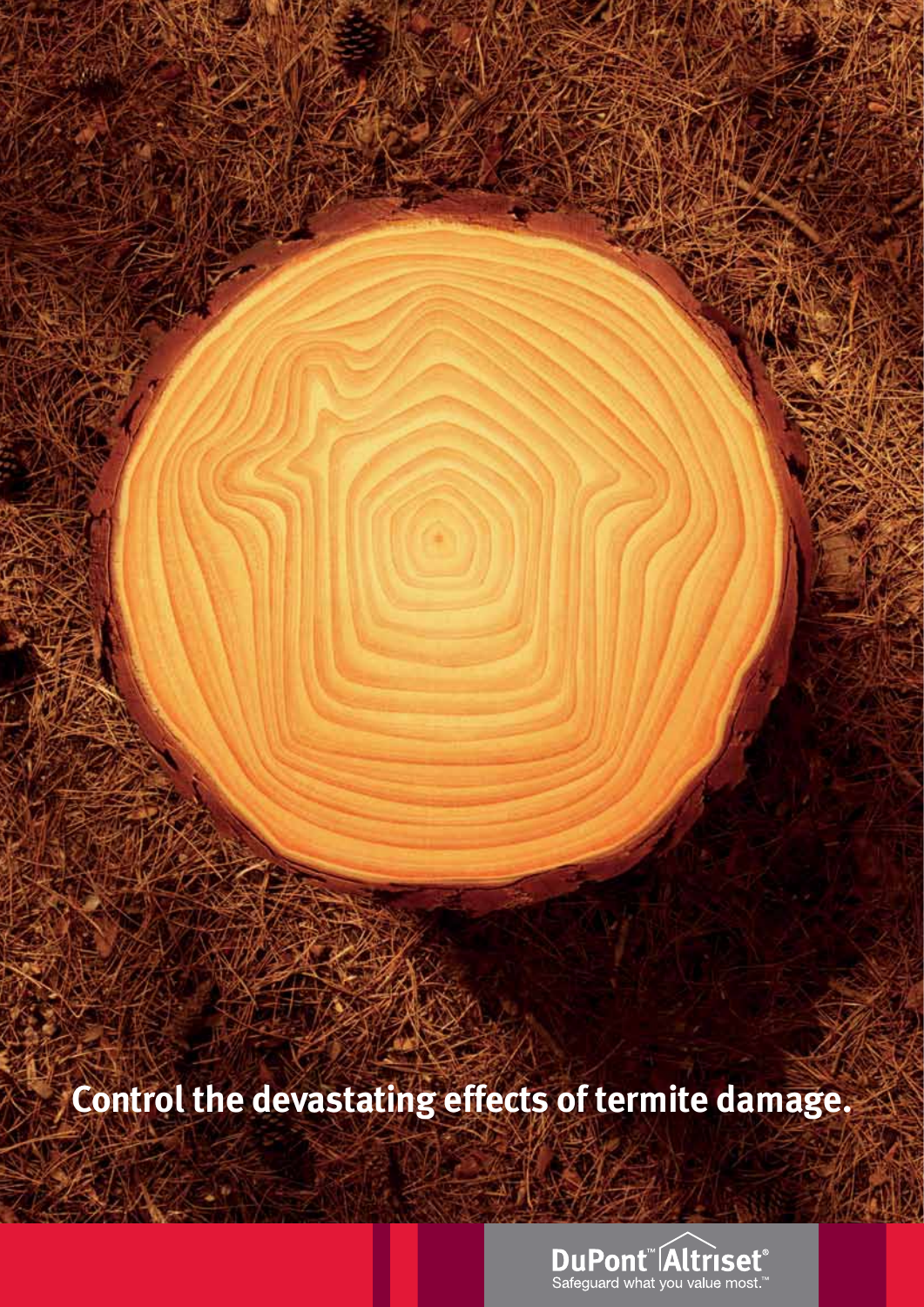# Control the devastating effects of termite damage.

DuPont™ Altriset®

Safeguard what you value most.™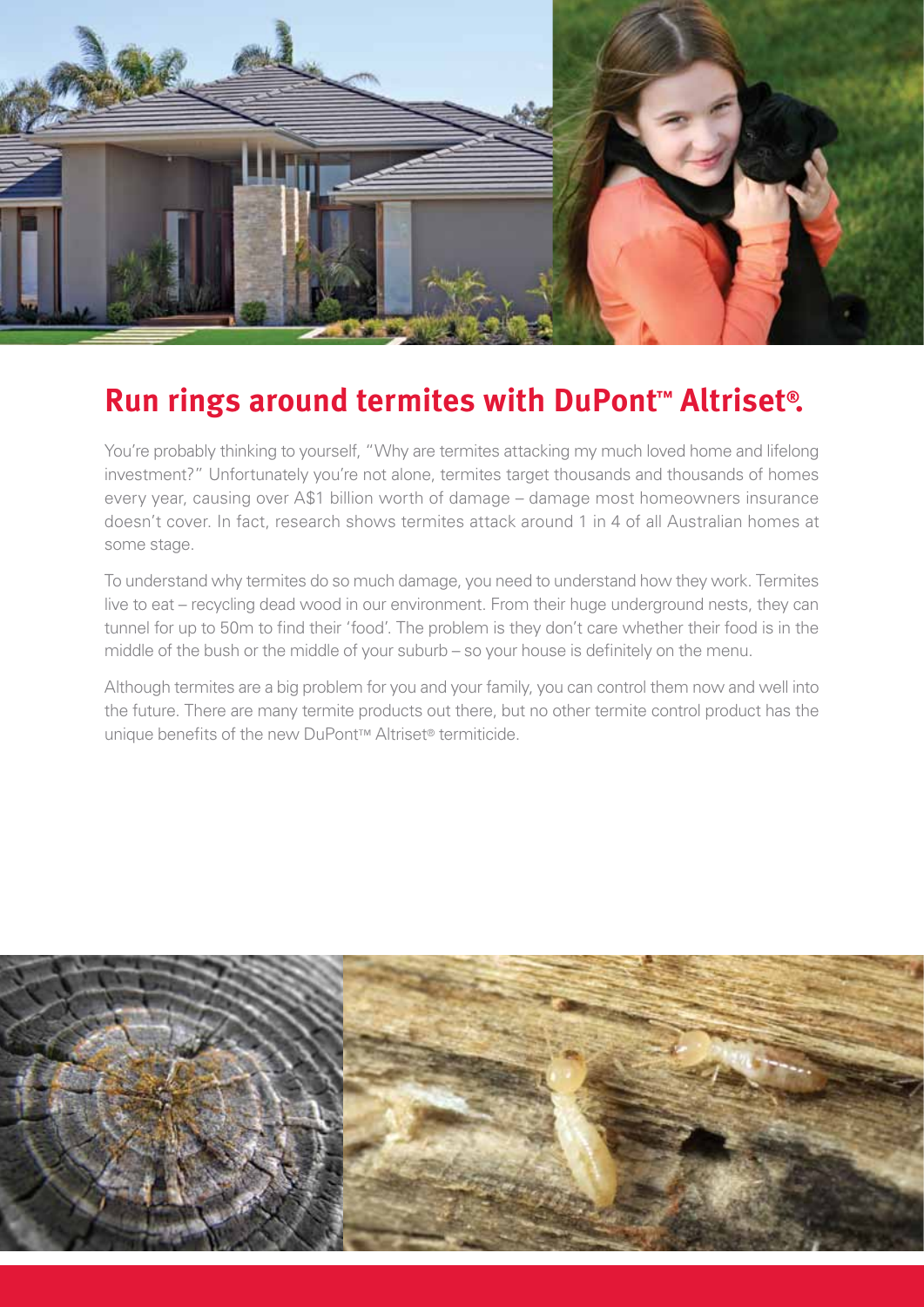## Run rings around termites with DuPont™ Altriset®.

You're probably thinking to yourself, "Why are termites attacking my much loved home and lifelong investment?" Unfortunately you're not alone, termites target thousands and thousands of homes every year, causing over A$1 billion worth of damage – damage most homeowners insurance doesn't cover. In fact, research shows termites attack around 1 in 4 of all Australian homes at some stage.

To understand why termites do so much damage, you need to understand how they work. Termites live to eat – recycling dead wood in our environment. From their huge underground nests, they can tunnel for up to 50m to find their 'food'. The problem is they don't care whether their food is in the middle of the bush or the middle of your suburb – so your house is definitely on the menu.

Although termites are a big problem for you and your family, you can control them now and well into the future. There are many termite products out there, but no other termite control product has the unique benefits of the new DuPont™ Altriset® termiticide.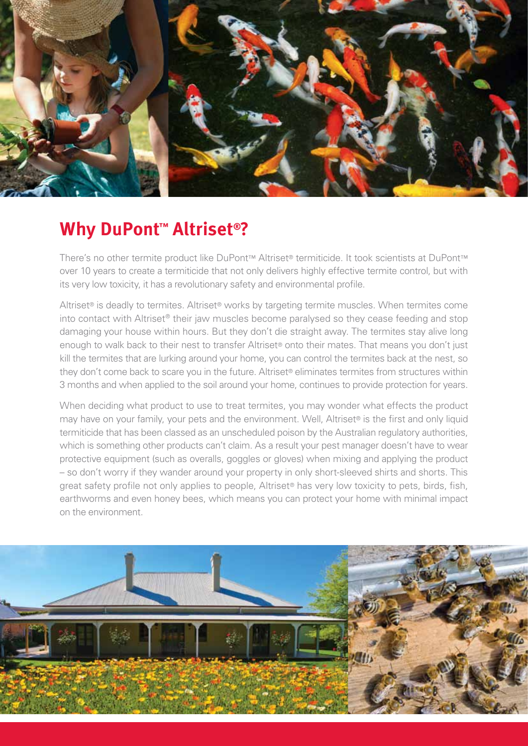## Why DuPont™ Altriset®?

There's no other termite product like DuPont™ Altriset® termiticide. It took scientists at DuPont™ over 10 years to create a termiticide that not only delivers highly effective termite control, but with its very low toxicity, it has a revolutionary safety and environmental profile.

Altriset® is deadly to termites. Altriset® works by targeting termite muscles. When termites come into contact with Altriset® their jaw muscles become paralysed so they cease feeding and stop damaging your house within hours. But they don't die straight away. The termites stay alive long enough to walk back to their nest to transfer Altriset® onto their mates. That means you don't just kill the termites that are lurking around your home, you can control the termites back at the nest, so they don't come back to scare you in the future. Altriset® eliminates termites from structures within 3 months and when applied to the soil around your home, continues to provide protection for years.

When deciding what product to use to treat termites, you may wonder what effects the product may have on your family, your pets and the environment. Well, Altriset® is the first and only liquid termiticide that has been classed as an unscheduled poison by the Australian regulatory authorities, which is something other products can't claim. As a result your pest manager doesn't have to wear protective equipment (such as overalls, goggles or gloves) when mixing and applying the product – so don't worry if they wander around your property in only short-sleeved shirts and shorts. This great safety profile not only applies to people, Altriset® has very low toxicity to pets, birds, fish, earthworms and even honey bees, which means you can protect your home with minimal impact on the environment.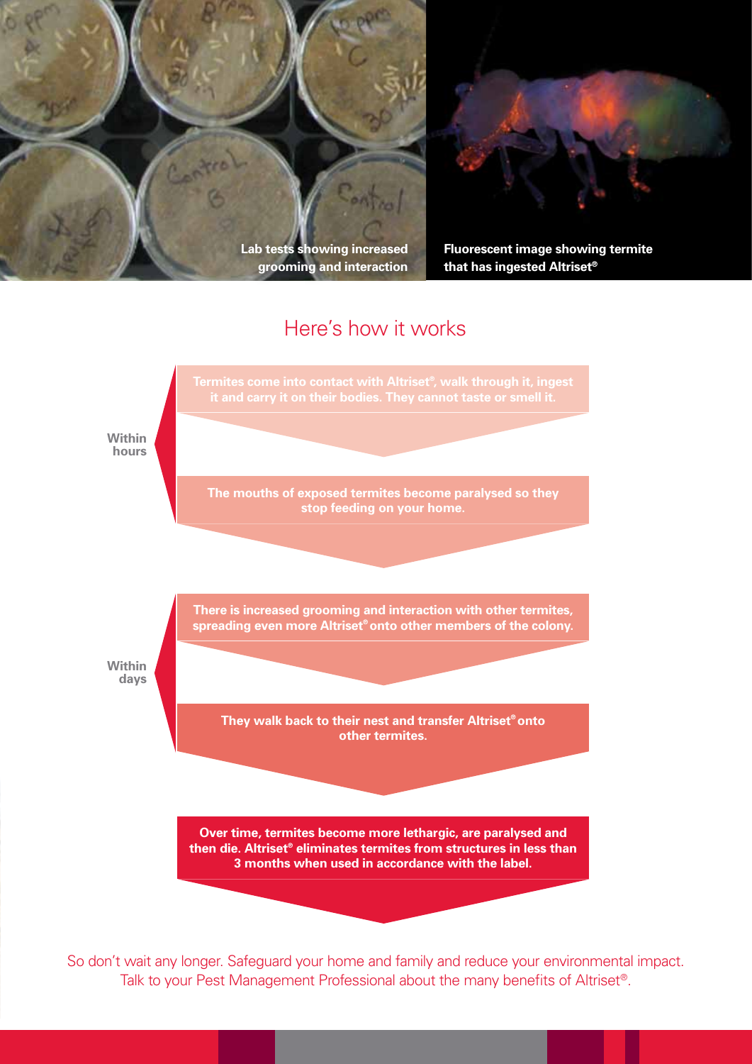Lab tests showing increased grooming and interaction

Fluorescent image showing termite that has ingested Altriset®

## Here's how it works

**Within hours**

**Termites come into contact with Altriset®, walk through it, ingest it and carry it on their bodies. They cannot taste or smell it.**

**The mouths of exposed termites become paralysed so they stop feeding on your home.**

**Within days**

**There is increased grooming and interaction with other termites, spreading even more Altriset® onto other members of the colony.**

**They walk back to their nest and transfer Altriset® onto other termites.**

**Over time, termites become more lethargic, are paralysed and then die. Altriset® eliminates termites from structures in less than 3 months when used in accordance with the label.**

So don't wait any longer. Safeguard your home and family and reduce your environmental impact. Talk to your Pest Management Professional about the many benefits of Altriset®.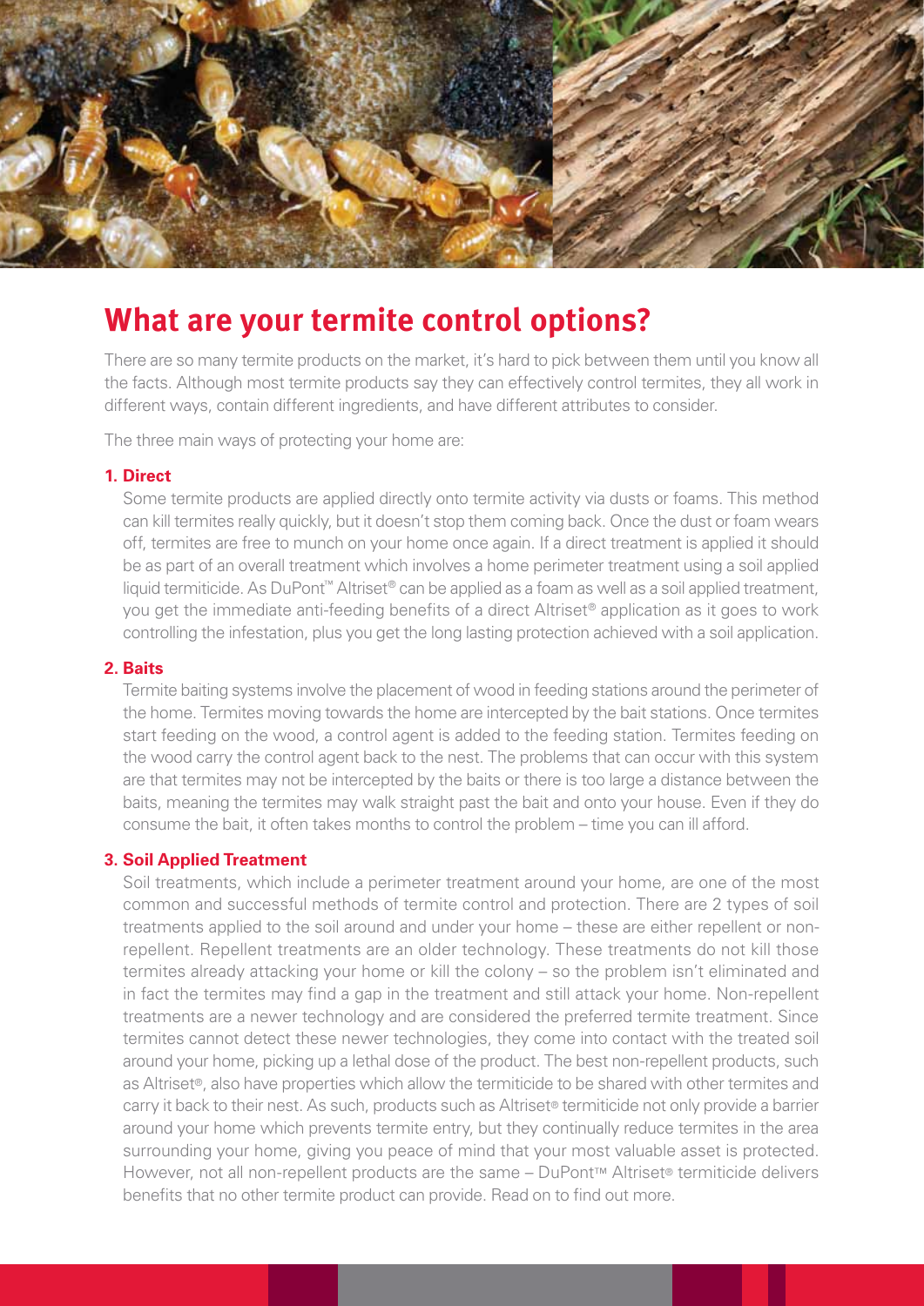## What are your termite control options?

There are so many termite products on the market, it's hard to pick between them until you know all the facts. Although most termite products say they can effectively control termites, they all work in different ways, contain different ingredients, and have different attributes to consider.

The three main ways of protecting your home are:

**1. Direct**

Some termite products are applied directly onto termite activity via dusts or foams. This method can kill termites really quickly, but it doesn't stop them coming back. Once the dust or foam wears off, termites are free to munch on your home once again. If a direct treatment is applied it should be as part of an overall treatment which involves a home perimeter treatment using a soil applied liquid termiticide. As DuPont™ Altriset® can be applied as a foam as well as a soil applied treatment, you get the immediate anti-feeding benefits of a direct Altriset® application as it goes to work controlling the infestation, plus you get the long lasting protection achieved with a soil application.

**2. Baits**

Termite baiting systems involve the placement of wood in feeding stations around the perimeter of the home. Termites moving towards the home are intercepted by the bait stations. Once termites start feeding on the wood, a control agent is added to the feeding station. Termites feeding on the wood carry the control agent back to the nest. The problems that can occur with this system are that termites may not be intercepted by the baits or there is too large a distance between the baits, meaning the termites may walk straight past the bait and onto your house. Even if they do consume the bait, it often takes months to control the problem – time you can ill afford.

**3. Soil Applied Treatment**

Soil treatments, which include a perimeter treatment around your home, are one of the most common and successful methods of termite control and protection. There are 2 types of soil treatments applied to the soil around and under your home – these are either repellent or non-repellent. Repellent treatments are an older technology. These treatments do not kill those termites already attacking your home or kill the colony – so the problem isn't eliminated and in fact the termites may find a gap in the treatment and still attack your home. Non-repellent treatments are a newer technology and are considered the preferred termite treatment. Since termites cannot detect these newer technologies, they come into contact with the treated soil around your home, picking up a lethal dose of the product. The best non-repellent products, such as Altriset®, also have properties which allow the termiticide to be shared with other termites and carry it back to their nest. As such, products such as Altriset® termiticide not only provide a barrier around your home which prevents termite entry, but they continually reduce termites in the area surrounding your home, giving you peace of mind that your most valuable asset is protected. However, not all non-repellent products are the same – DuPont™ Altriset® termiticide delivers benefits that no other termite product can provide. Read on to find out more.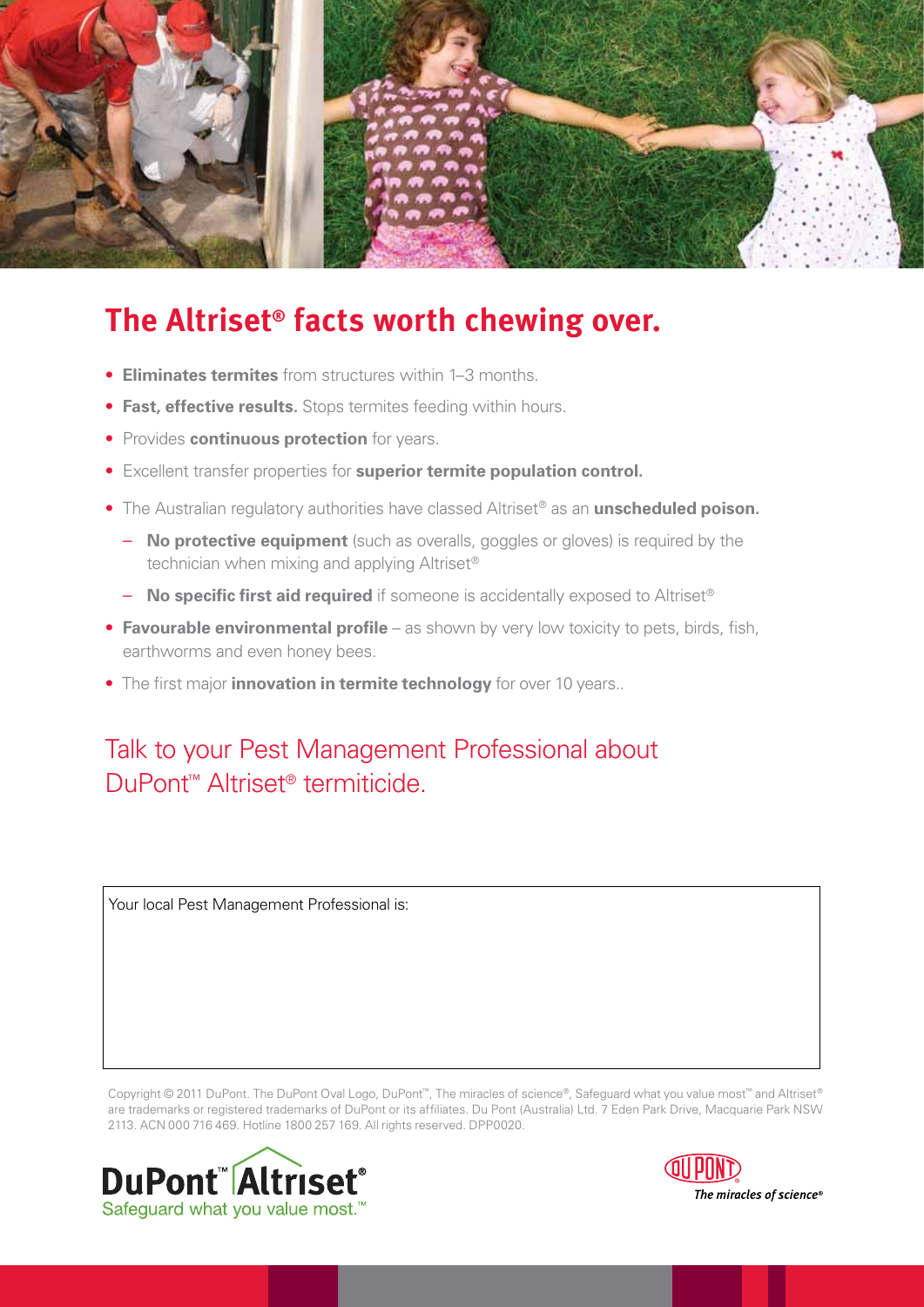## The Altriset® facts worth chewing over.

- **Eliminates termites** from structures within 1–3 months.
- **Fast, effective results.** Stops termites feeding within hours.
- Provides **continuous protection** for years.
- Excellent transfer properties for **superior termite population control.**
- The Australian regulatory authorities have classed Altriset® as an **unscheduled poison.**
  - **No protective equipment** (such as overalls, goggles or gloves) is required by the technician when mixing and applying Altriset®
  - **No specific first aid required** if someone is accidentally exposed to Altriset®
- **Favourable environmental profile** – as shown by very low toxicity to pets, birds, fish, earthworms and even honey bees.
- The first major **innovation in termite technology** for over 10 years..

## Talk to your Pest Management Professional about DuPont™ Altriset® termiticide.

Your local Pest Management Professional is:

Copyright © 2011 DuPont. The DuPont Oval Logo, DuPont™, The miracles of science®, Safeguard what you value most™ and Altriset® are trademarks or registered trademarks of DuPont or its affiliates. Du Pont (Australia) Ltd. 7 Eden Park Drive, Macquarie Park NSW 2113. ACN 000 716 469. Hotline 1800 257 169. All rights reserved. DPP0020.

DuPont™ Altriset®
Safeguard what you value most.™

DUPONT
*The miracles of science®*